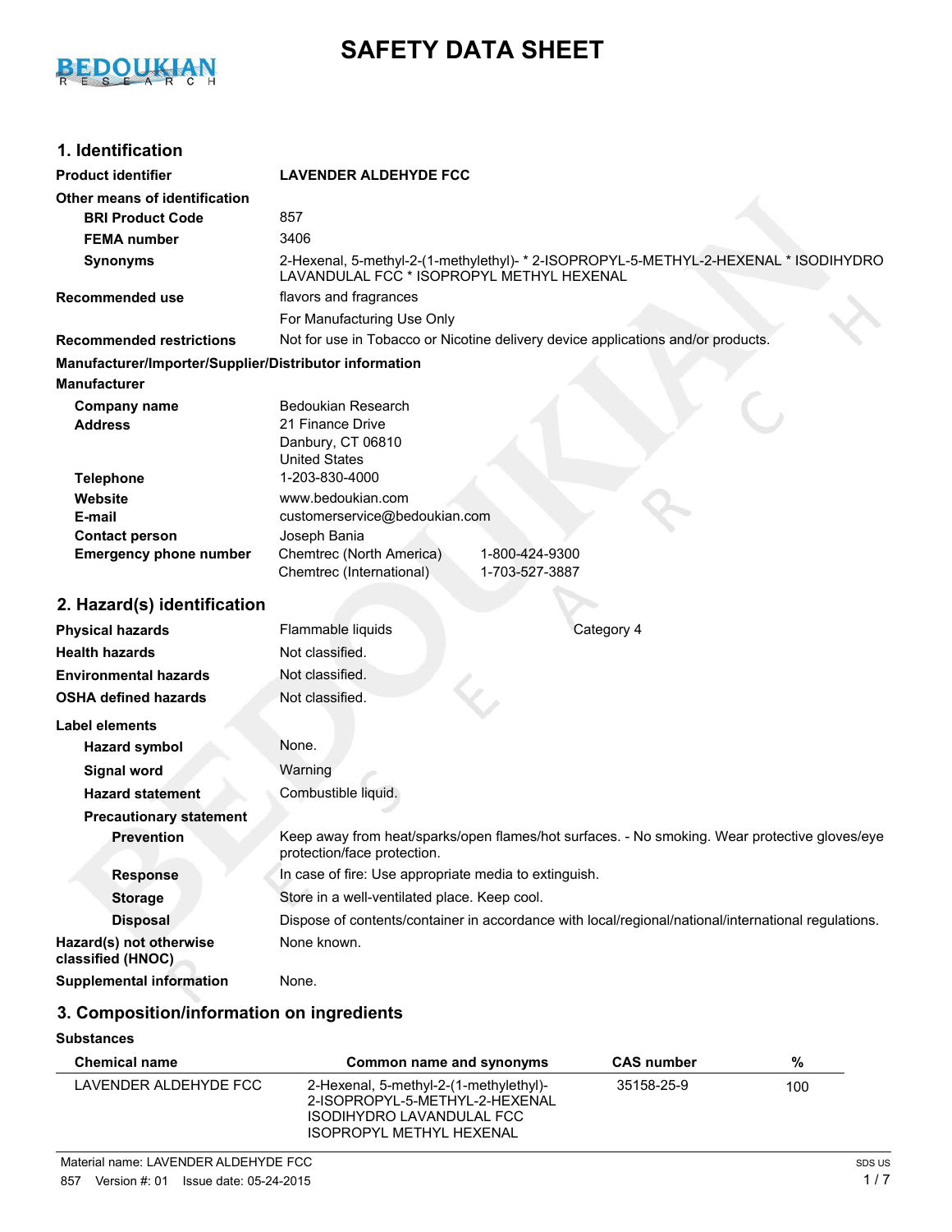# SAFETY DATA SHEET

## 1. Identification

| | |
|---|---|
| **Product identifier** | **LAVENDER ALDEHYDE FCC** |
| **Other means of identification** | |
| **BRI Product Code** | 857 |
| **FEMA number** | 3406 |
| **Synonyms** | 2-Hexenal, 5-methyl-2-(1-methylethyl)- * 2-ISOPROPYL-5-METHYL-2-HEXENAL * ISODIHYDRO LAVANDULAL FCC * ISOPROPYL METHYL HEXENAL |
| **Recommended use** | flavors and fragrances<br>For Manufacturing Use Only |
| **Recommended restrictions** | Not for use in Tobacco or Nicotine delivery device applications and/or products. |

**Manufacturer/Importer/Supplier/Distributor information**

**Manufacturer**

| | | |
|---|---|---|
| **Company name** | Bedoukian Research | |
| **Address** | 21 Finance Drive<br>Danbury, CT 06810<br>United States | |
| **Telephone** | 1-203-830-4000 | |
| **Website** | www.bedoukian.com | |
| **E-mail** | customerservice@bedoukian.com | |
| **Contact person** | Joseph Bania | |
| **Emergency phone number** | Chemtrec (North America) | 1-800-424-9300 |
| | Chemtrec (International) | 1-703-527-3887 |

## 2. Hazard(s) identification

| | | |
|---|---|---|
| **Physical hazards** | Flammable liquids | Category 4 |
| **Health hazards** | Not classified. | |
| **Environmental hazards** | Not classified. | |
| **OSHA defined hazards** | Not classified. | |

**Label elements**

| | |
|---|---|
| **Hazard symbol** | None. |
| **Signal word** | Warning |
| **Hazard statement** | Combustible liquid. |
| **Precautionary statement** | |
| **Prevention** | Keep away from heat/sparks/open flames/hot surfaces. - No smoking. Wear protective gloves/eye protection/face protection. |
| **Response** | In case of fire: Use appropriate media to extinguish. |
| **Storage** | Store in a well-ventilated place. Keep cool. |
| **Disposal** | Dispose of contents/container in accordance with local/regional/national/international regulations. |
| **Hazard(s) not otherwise classified (HNOC)** | None known. |
| **Supplemental information** | None. |

## 3. Composition/information on ingredients

**Substances**

| Chemical name | Common name and synonyms | CAS number | % |
|---|---|---|---|
| LAVENDER ALDEHYDE FCC | 2-Hexenal, 5-methyl-2-(1-methylethyl)-<br>2-ISOPROPYL-5-METHYL-2-HEXENAL<br>ISODIHYDRO LAVANDULAL FCC<br>ISOPROPYL METHYL HEXENAL | 35158-25-9 | 100 |

Material name: LAVENDER ALDEHYDE FCC

857 Version #: 01 Issue date: 05-24-2015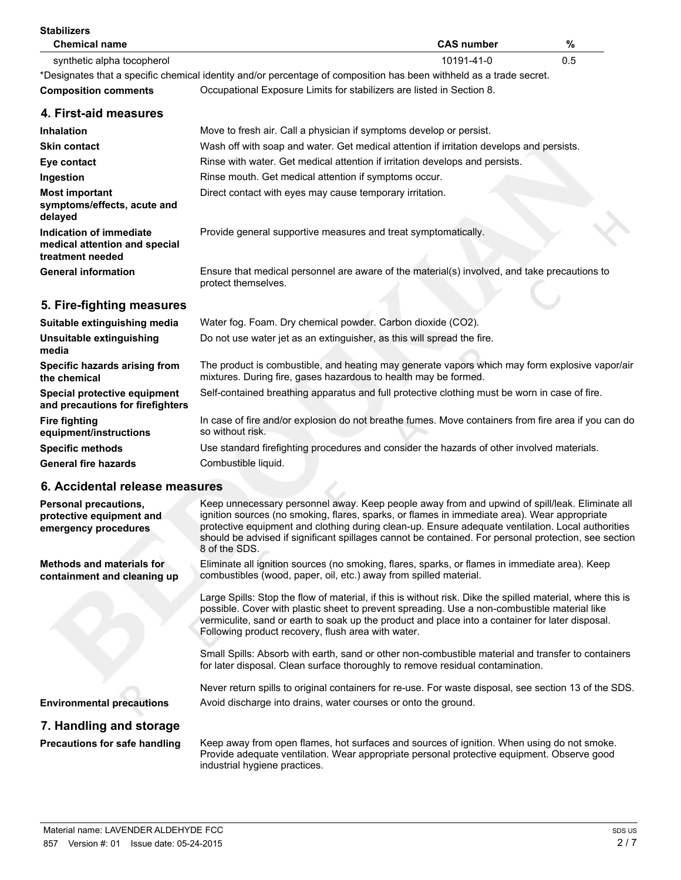**Stabilizers**

| Chemical name | CAS number | % |
|---|---|---|
| synthetic alpha tocopherol | 10191-41-0 | 0.5 |

*Designates that a specific chemical identity and/or percentage of composition has been withheld as a trade secret.

**Composition comments** Occupational Exposure Limits for stabilizers are listed in Section 8.

## 4. First-aid measures

**Inhalation** Move to fresh air. Call a physician if symptoms develop or persist.

**Skin contact** Wash off with soap and water. Get medical attention if irritation develops and persists.

**Eye contact** Rinse with water. Get medical attention if irritation develops and persists.

**Ingestion** Rinse mouth. Get medical attention if symptoms occur.

**Most important symptoms/effects, acute and delayed** Direct contact with eyes may cause temporary irritation.

**Indication of immediate medical attention and special treatment needed** Provide general supportive measures and treat symptomatically.

**General information** Ensure that medical personnel are aware of the material(s) involved, and take precautions to protect themselves.

## 5. Fire-fighting measures

**Suitable extinguishing media** Water fog. Foam. Dry chemical powder. Carbon dioxide ($CO_2$).

**Unsuitable extinguishing media** Do not use water jet as an extinguisher, as this will spread the fire.

**Specific hazards arising from the chemical** The product is combustible, and heating may generate vapors which may form explosive vapor/air mixtures. During fire, gases hazardous to health may be formed.

**Special protective equipment and precautions for firefighters** Self-contained breathing apparatus and full protective clothing must be worn in case of fire.

**Fire fighting equipment/instructions** In case of fire and/or explosion do not breathe fumes. Move containers from fire area if you can do so without risk.

**Specific methods** Use standard firefighting procedures and consider the hazards of other involved materials.

**General fire hazards** Combustible liquid.

## 6. Accidental release measures

**Personal precautions, protective equipment and emergency procedures** Keep unnecessary personnel away. Keep people away from and upwind of spill/leak. Eliminate all ignition sources (no smoking, flares, sparks, or flames in immediate area). Wear appropriate protective equipment and clothing during clean-up. Ensure adequate ventilation. Local authorities should be advised if significant spillages cannot be contained. For personal protection, see section 8 of the SDS.

**Methods and materials for containment and cleaning up** Eliminate all ignition sources (no smoking, flares, sparks, or flames in immediate area). Keep combustibles (wood, paper, oil, etc.) away from spilled material.

Large Spills: Stop the flow of material, if this is without risk. Dike the spilled material, where this is possible. Cover with plastic sheet to prevent spreading. Use a non-combustible material like vermiculite, sand or earth to soak up the product and place into a container for later disposal. Following product recovery, flush area with water.

Small Spills: Absorb with earth, sand or other non-combustible material and transfer to containers for later disposal. Clean surface thoroughly to remove residual contamination.

Never return spills to original containers for re-use. For waste disposal, see section 13 of the SDS.

**Environmental precautions** Avoid discharge into drains, water courses or onto the ground.

## 7. Handling and storage

**Precautions for safe handling** Keep away from open flames, hot surfaces and sources of ignition. When using do not smoke. Provide adequate ventilation. Wear appropriate personal protective equipment. Observe good industrial hygiene practices.

Material name: LAVENDER ALDEHYDE FCC

857 Version #: 01 Issue date: 05-24-2015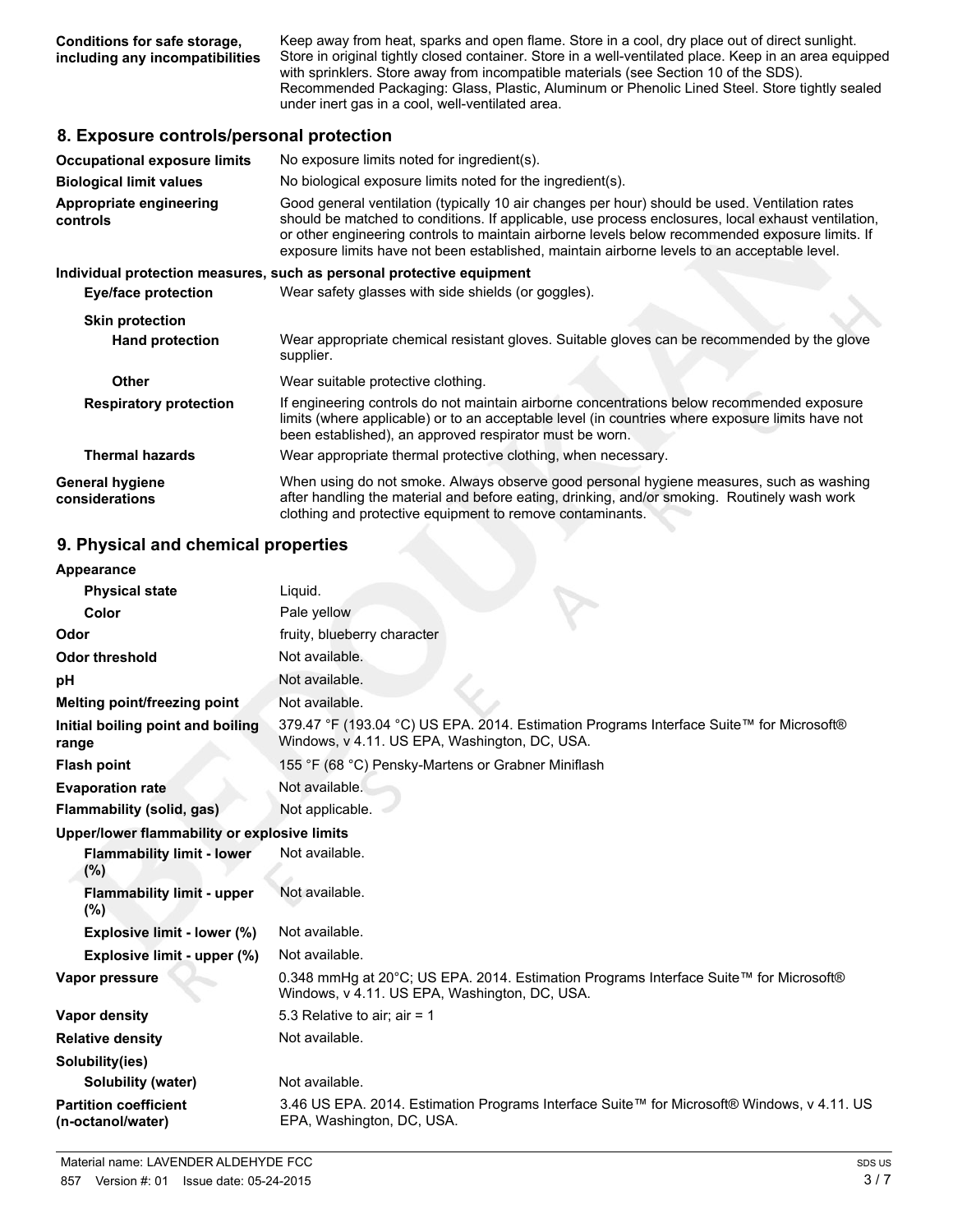| | |
|---|---|
| **Conditions for safe storage, including any incompatibilities** | Keep away from heat, sparks and open flame. Store in a cool, dry place out of direct sunlight. Store in original tightly closed container. Store in a well-ventilated place. Keep in an area equipped with sprinklers. Store away from incompatible materials (see Section 10 of the SDS). Recommended Packaging: Glass, Plastic, Aluminum or Phenolic Lined Steel. Store tightly sealed under inert gas in a cool, well-ventilated area. |

## 8. Exposure controls/personal protection

| | |
|---|---|
| **Occupational exposure limits** | No exposure limits noted for ingredient(s). |
| **Biological limit values** | No biological exposure limits noted for the ingredient(s). |
| **Appropriate engineering controls** | Good general ventilation (typically 10 air changes per hour) should be used. Ventilation rates should be matched to conditions. If applicable, use process enclosures, local exhaust ventilation, or other engineering controls to maintain airborne levels below recommended exposure limits. If exposure limits have not been established, maintain airborne levels to an acceptable level. |

**Individual protection measures, such as personal protective equipment**

| | |
|---|---|
| **Eye/face protection** | Wear safety glasses with side shields (or goggles). |
| **Skin protection** | |
| **Hand protection** | Wear appropriate chemical resistant gloves. Suitable gloves can be recommended by the glove supplier. |
| **Other** | Wear suitable protective clothing. |
| **Respiratory protection** | If engineering controls do not maintain airborne concentrations below recommended exposure limits (where applicable) or to an acceptable level (in countries where exposure limits have not been established), an approved respirator must be worn. |
| **Thermal hazards** | Wear appropriate thermal protective clothing, when necessary. |
| **General hygiene considerations** | When using do not smoke. Always observe good personal hygiene measures, such as washing after handling the material and before eating, drinking, and/or smoking. Routinely wash work clothing and protective equipment to remove contaminants. |

## 9. Physical and chemical properties

| | |
|---|---|
| **Appearance** | |
| **Physical state** | Liquid. |
| **Color** | Pale yellow |
| **Odor** | fruity, blueberry character |
| **Odor threshold** | Not available. |
| **pH** | Not available. |
| **Melting point/freezing point** | Not available. |
| **Initial boiling point and boiling range** | 379.47 °F (193.04 °C) US EPA. 2014. Estimation Programs Interface Suite™ for Microsoft® Windows, v 4.11. US EPA, Washington, DC, USA. |
| **Flash point** | 155 °F (68 °C) Pensky-Martens or Grabner Miniflash |
| **Evaporation rate** | Not available. |
| **Flammability (solid, gas)** | Not applicable. |
| **Upper/lower flammability or explosive limits** | |
| **Flammability limit - lower (%)** | Not available. |
| **Flammability limit - upper (%)** | Not available. |
| **Explosive limit - lower (%)** | Not available. |
| **Explosive limit - upper (%)** | Not available. |
| **Vapor pressure** | 0.348 mmHg at 20°C; US EPA. 2014. Estimation Programs Interface Suite™ for Microsoft® Windows, v 4.11. US EPA, Washington, DC, USA. |
| **Vapor density** | 5.3 Relative to air; air = 1 |
| **Relative density** | Not available. |
| **Solubility(ies)** | |
| **Solubility (water)** | Not available. |
| **Partition coefficient (n-octanol/water)** | 3.46 US EPA. 2014. Estimation Programs Interface Suite™ for Microsoft® Windows, v 4.11. US EPA, Washington, DC, USA. |

Material name: LAVENDER ALDEHYDE FCC
857 Version #: 01 Issue date: 05-24-2015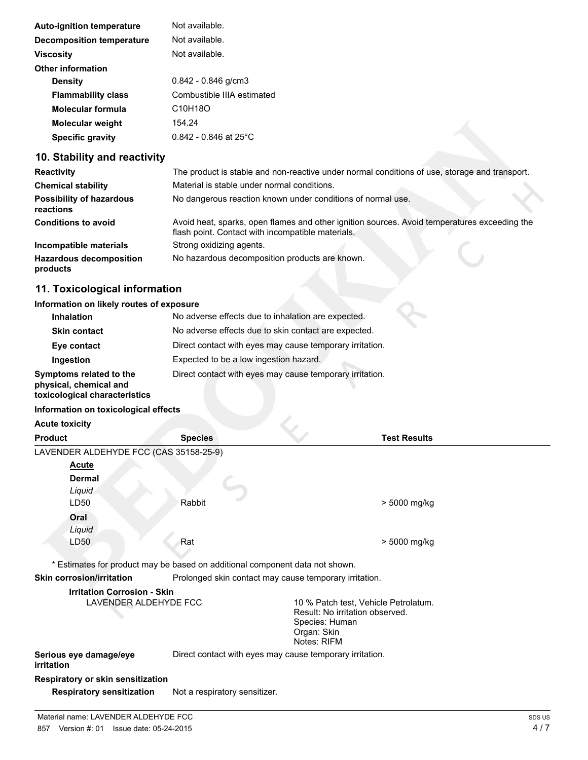| | |
|---|---|
| **Auto-ignition temperature** | Not available. |
| **Decomposition temperature** | Not available. |
| **Viscosity** | Not available. |
| **Other information** | |
| **Density** | 0.842 - 0.846 g/cm3 |
| **Flammability class** | Combustible IIIA estimated |
| **Molecular formula** | $C_{10}H_{18}O$ |
| **Molecular weight** | 154.24 |
| **Specific gravity** | 0.842 - 0.846 at 25°C |

## 10. Stability and reactivity

| | |
|---|---|
| **Reactivity** | The product is stable and non-reactive under normal conditions of use, storage and transport. |
| **Chemical stability** | Material is stable under normal conditions. |
| **Possibility of hazardous reactions** | No dangerous reaction known under conditions of normal use. |
| **Conditions to avoid** | Avoid heat, sparks, open flames and other ignition sources. Avoid temperatures exceeding the flash point. Contact with incompatible materials. |
| **Incompatible materials** | Strong oxidizing agents. |
| **Hazardous decomposition products** | No hazardous decomposition products are known. |

## 11. Toxicological information

**Information on likely routes of exposure**

| | |
|---|---|
| **Inhalation** | No adverse effects due to inhalation are expected. |
| **Skin contact** | No adverse effects due to skin contact are expected. |
| **Eye contact** | Direct contact with eyes may cause temporary irritation. |
| **Ingestion** | Expected to be a low ingestion hazard. |
| **Symptoms related to the physical, chemical and toxicological characteristics** | Direct contact with eyes may cause temporary irritation. |

**Information on toxicological effects**

**Acute toxicity**

| Product | Species | Test Results |
|---|---|---|
| LAVENDER ALDEHYDE FCC (CAS 35158-25-9) | | |
| **Acute** | | |
| **Dermal** | | |
| *Liquid* | | |
| LD50 | Rabbit | > 5000 mg/kg |
| **Oral** | | |
| *Liquid* | | |
| LD50 | Rat | > 5000 mg/kg |

\* Estimates for product may be based on additional component data not shown.

| | |
|---|---|
| **Skin corrosion/irritation** | Prolonged skin contact may cause temporary irritation. |

**Irritation Corrosion - Skin**

| | |
|---|---|
| LAVENDER ALDEHYDE FCC | 10 % Patch test, Vehicle Petrolatum.<br>Result: No irritation observed.<br>Species: Human<br>Organ: Skin<br>Notes: RIFM |

| | |
|---|---|
| **Serious eye damage/eye irritation** | Direct contact with eyes may cause temporary irritation. |

**Respiratory or skin sensitization**

| | |
|---|---|
| **Respiratory sensitization** | Not a respiratory sensitizer. |

Material name: LAVENDER ALDEHYDE FCC

857 Version #: 01 Issue date: 05-24-2015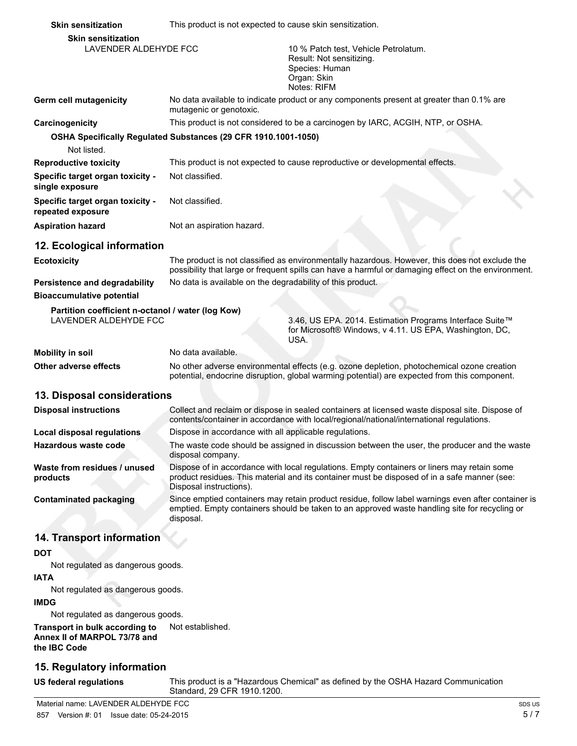**Skin sensitization** This product is not expected to cause skin sensitization.

**Skin sensitization**

LAVENDER ALDEHYDE FCC

10 % Patch test, Vehicle Petrolatum.
Result: Not sensitizing.
Species: Human
Organ: Skin
Notes: RIFM

**Germ cell mutagenicity** No data available to indicate product or any components present at greater than 0.1% are mutagenic or genotoxic.

**Carcinogenicity** This product is not considered to be a carcinogen by IARC, ACGIH, NTP, or OSHA.

**OSHA Specifically Regulated Substances (29 CFR 1910.1001-1050)**

Not listed.

**Reproductive toxicity** This product is not expected to cause reproductive or developmental effects.

**Specific target organ toxicity - single exposure** Not classified.

**Specific target organ toxicity - repeated exposure** Not classified.

**Aspiration hazard** Not an aspiration hazard.

## 12. Ecological information

**Ecotoxicity** The product is not classified as environmentally hazardous. However, this does not exclude the possibility that large or frequent spills can have a harmful or damaging effect on the environment.

**Persistence and degradability** No data is available on the degradability of this product.

**Bioaccumulative potential**

**Partition coefficient n-octanol / water (log Kow)**

LAVENDER ALDEHYDE FCC

3.46, US EPA. 2014. Estimation Programs Interface Suite™ for Microsoft® Windows, v 4.11. US EPA, Washington, DC, USA.

**Mobility in soil** No data available.

**Other adverse effects** No other adverse environmental effects (e.g. ozone depletion, photochemical ozone creation potential, endocrine disruption, global warming potential) are expected from this component.

## 13. Disposal considerations

**Disposal instructions** Collect and reclaim or dispose in sealed containers at licensed waste disposal site. Dispose of contents/container in accordance with local/regional/national/international regulations.

**Local disposal regulations** Dispose in accordance with all applicable regulations.

**Hazardous waste code** The waste code should be assigned in discussion between the user, the producer and the waste disposal company.

**Waste from residues / unused products** Dispose of in accordance with local regulations. Empty containers or liners may retain some product residues. This material and its container must be disposed of in a safe manner (see: Disposal instructions).

**Contaminated packaging** Since emptied containers may retain product residue, follow label warnings even after container is emptied. Empty containers should be taken to an approved waste handling site for recycling or disposal.

## 14. Transport information

**DOT**

Not regulated as dangerous goods.

**IATA**

Not regulated as dangerous goods.

**IMDG**

Not regulated as dangerous goods.

**Transport in bulk according to Annex II of MARPOL 73/78 and the IBC Code** Not established.

## 15. Regulatory information

**US federal regulations** This product is a "Hazardous Chemical" as defined by the OSHA Hazard Communication Standard, 29 CFR 1910.1200.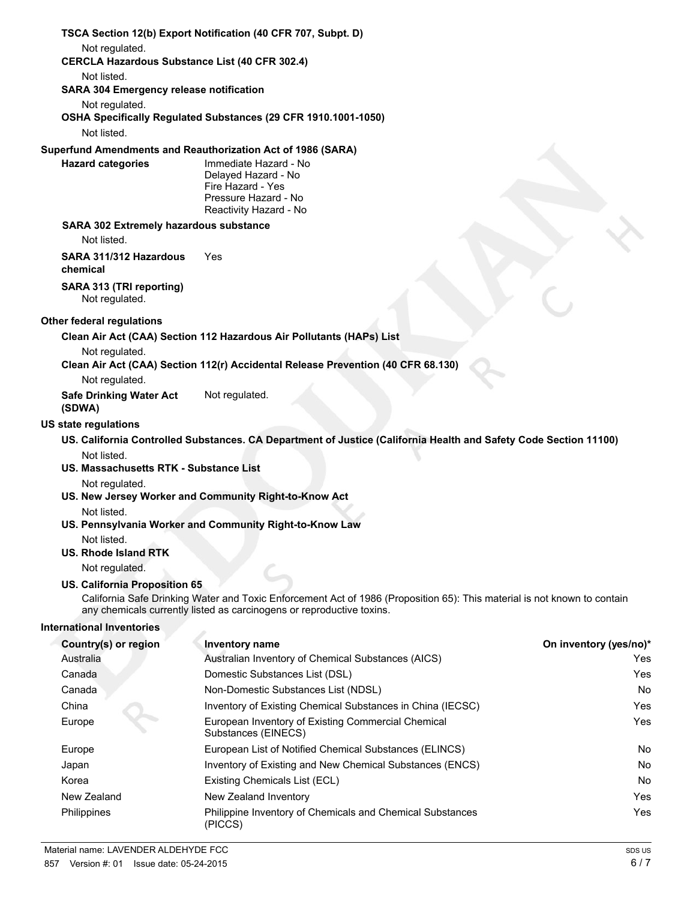**TSCA Section 12(b) Export Notification (40 CFR 707, Subpt. D)**

Not regulated.

**CERCLA Hazardous Substance List (40 CFR 302.4)**

Not listed.

**SARA 304 Emergency release notification**

Not regulated.

**OSHA Specifically Regulated Substances (29 CFR 1910.1001-1050)**

Not listed.

**Superfund Amendments and Reauthorization Act of 1986 (SARA)**

**Hazard categories**
Immediate Hazard - No
Delayed Hazard - No
Fire Hazard - Yes
Pressure Hazard - No
Reactivity Hazard - No

**SARA 302 Extremely hazardous substance**

Not listed.

**SARA 311/312 Hazardous chemical** Yes

**SARA 313 (TRI reporting)**

Not regulated.

**Other federal regulations**

**Clean Air Act (CAA) Section 112 Hazardous Air Pollutants (HAPs) List**

Not regulated.

**Clean Air Act (CAA) Section 112(r) Accidental Release Prevention (40 CFR 68.130)**

Not regulated.

**Safe Drinking Water Act (SDWA)** Not regulated.

**US state regulations**

**US. California Controlled Substances. CA Department of Justice (California Health and Safety Code Section 11100)**

Not listed.

**US. Massachusetts RTK - Substance List**

Not regulated.

**US. New Jersey Worker and Community Right-to-Know Act**

Not listed.

**US. Pennsylvania Worker and Community Right-to-Know Law**

Not listed.

**US. Rhode Island RTK**

Not regulated.

**US. California Proposition 65**

California Safe Drinking Water and Toxic Enforcement Act of 1986 (Proposition 65): This material is not known to contain any chemicals currently listed as carcinogens or reproductive toxins.

**International Inventories**

| Country(s) or region | Inventory name | On inventory (yes/no)* |
|---|---|---|
| Australia | Australian Inventory of Chemical Substances (AICS) | Yes |
| Canada | Domestic Substances List (DSL) | Yes |
| Canada | Non-Domestic Substances List (NDSL) | No |
| China | Inventory of Existing Chemical Substances in China (IECSC) | Yes |
| Europe | European Inventory of Existing Commercial Chemical Substances (EINECS) | Yes |
| Europe | European List of Notified Chemical Substances (ELINCS) | No |
| Japan | Inventory of Existing and New Chemical Substances (ENCS) | No |
| Korea | Existing Chemicals List (ECL) | No |
| New Zealand | New Zealand Inventory | Yes |
| Philippines | Philippine Inventory of Chemicals and Chemical Substances (PICCS) | Yes |

Material name: LAVENDER ALDEHYDE FCC

857 Version #: 01 Issue date: 05-24-2015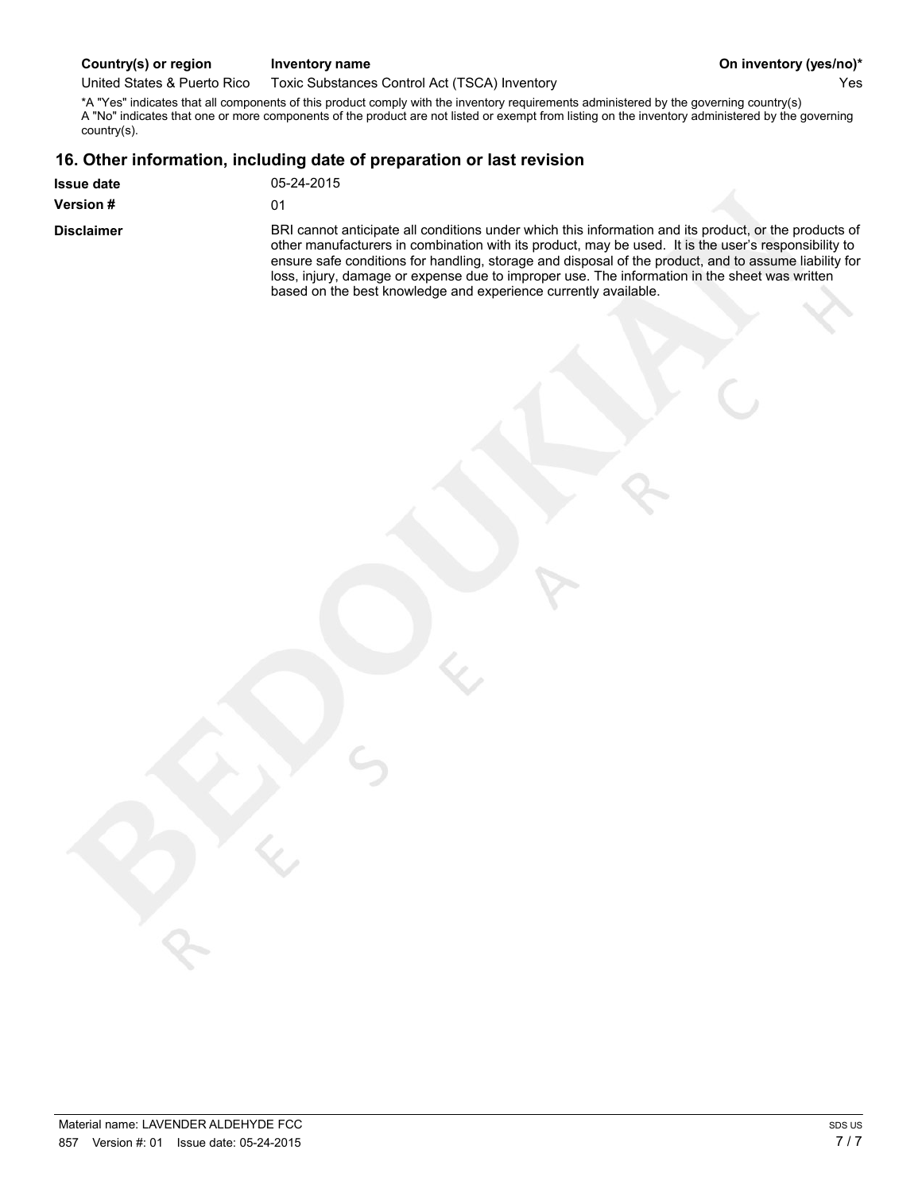| Country(s) or region | Inventory name | On inventory (yes/no)* |
|---|---|---|
| United States & Puerto Rico | Toxic Substances Control Act (TSCA) Inventory | Yes |

*A "Yes" indicates that all components of this product comply with the inventory requirements administered by the governing country(s)
A "No" indicates that one or more components of the product are not listed or exempt from listing on the inventory administered by the governing country(s).

## 16. Other information, including date of preparation or last revision

**Issue date** 05-24-2015

**Version #** 01

**Disclaimer** BRI cannot anticipate all conditions under which this information and its product, or the products of other manufacturers in combination with its product, may be used. It is the user's responsibility to ensure safe conditions for handling, storage and disposal of the product, and to assume liability for loss, injury, damage or expense due to improper use. The information in the sheet was written based on the best knowledge and experience currently available.